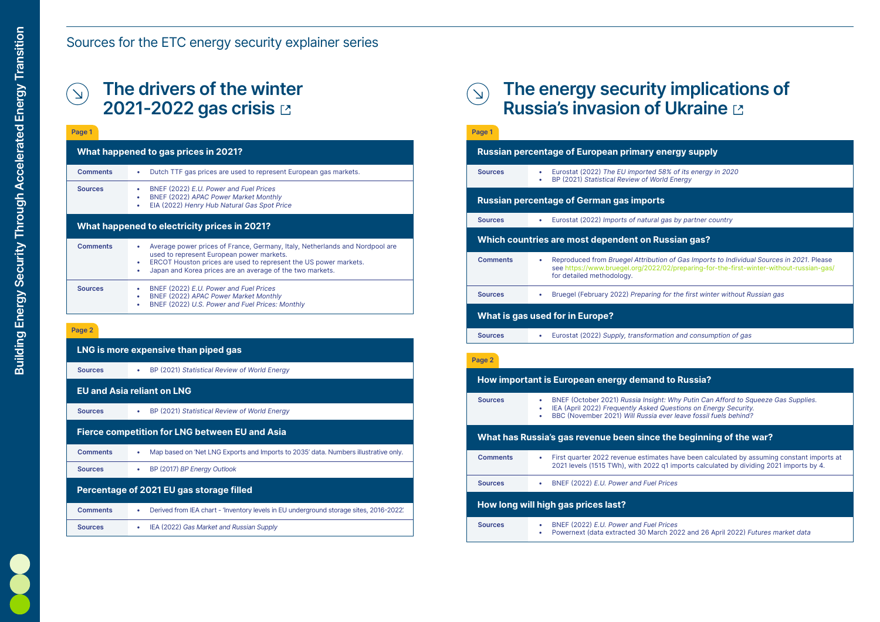# Sources for the ETC energy security explainer series

## The drivers of the winter 2021-2022 gas crisis

### Page 1

#### What happened to gas prices in 2021?

| | |
|---|---|
| Comments | • Dutch TTF gas prices are used to represent European gas markets. |
| Sources | • BNEF (2022) *E.U. Power and Fuel Prices*<br>• BNEF (2022) *APAC Power Market Monthly*<br>• EIA (2022) *Henry Hub Natural Gas Spot Price* |

#### What happened to electricity prices in 2021?

| | |
|---|---|
| Comments | • Average power prices of France, Germany, Italy, Netherlands and Nordpool are used to represent European power markets.<br>• ERCOT Houston prices are used to represent the US power markets.<br>• Japan and Korea prices are an average of the two markets. |
| Sources | • BNEF (2022) *E.U. Power and Fuel Prices*<br>• BNEF (2022) *APAC Power Market Monthly*<br>• BNEF (2022) *U.S. Power and Fuel Prices: Monthly* |

### Page 2

#### LNG is more expensive than piped gas

| | |
|---|---|
| Sources | • BP (2021) *Statistical Review of World Energy* |

#### EU and Asia reliant on LNG

| | |
|---|---|
| Sources | • BP (2021) *Statistical Review of World Energy* |

#### Fierce competition for LNG between EU and Asia

| | |
|---|---|
| Comments | • Map based on 'Net LNG Exports and Imports to 2035' data. Numbers illustrative only. |
| Sources | • BP (2017) *BP Energy Outlook* |

#### Percentage of 2021 EU gas storage filled

| | |
|---|---|
| Comments | • Derived from IEA chart - 'Inventory levels in EU underground storage sites, 2016-2022' |
| Sources | • IEA (2022) *Gas Market and Russian Supply* |

## The energy security implications of Russia's invasion of Ukraine

### Page 1

#### Russian percentage of European primary energy supply

| | |
|---|---|
| Sources | • Eurostat (2022) *The EU imported 58% of its energy in 2020*<br>• BP (2021) *Statistical Review of World Energy* |

#### Russian percentage of German gas imports

| | |
|---|---|
| Sources | • Eurostat (2022) *Imports of natural gas by partner country* |

#### Which countries are most dependent on Russian gas?

| | |
|---|---|
| Comments | • Reproduced from *Bruegel Attribution of Gas Imports to Individual Sources in 2021*. Please see https://www.bruegel.org/2022/02/preparing-for-the-first-winter-without-russian-gas/ for detailed methodology. |
| Sources | • Bruegel (February 2022) *Preparing for the first winter without Russian gas* |

#### What is gas used for in Europe?

| | |
|---|---|
| Sources | • Eurostat (2022) *Supply, transformation and consumption of gas* |

### Page 2

#### How important is European energy demand to Russia?

| | |
|---|---|
| Sources | • BNEF (October 2021) *Russia Insight: Why Putin Can Afford to Squeeze Gas Supplies.*<br>• IEA (April 2022) *Frequently Asked Questions on Energy Security.*<br>• BBC (November 2021) *Will Russia ever leave fossil fuels behind?* |

#### What has Russia's gas revenue been since the beginning of the war?

| | |
|---|---|
| Comments | • First quarter 2022 revenue estimates have been calculated by assuming constant imports at 2021 levels (1515 TWh), with 2022 q1 imports calculated by dividing 2021 imports by 4. |
| Sources | • BNEF (2022) *E.U. Power and Fuel Prices* |

#### How long will high gas prices last?

| | |
|---|---|
| Sources | • BNEF (2022) *E.U. Power and Fuel Prices*<br>• Powernext (data extracted 30 March 2022 and 26 April 2022) *Futures market data* |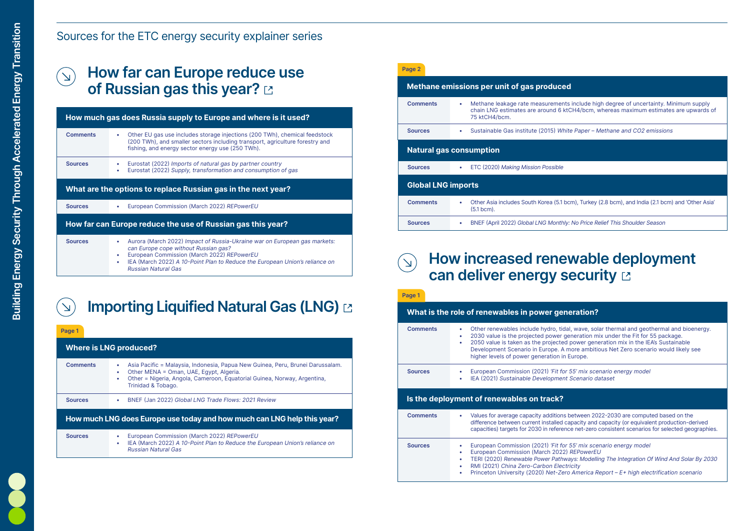## Sources for the ETC energy security explainer series

# How far can Europe reduce use of Russian gas this year?

### How much gas does Russia supply to Europe and where is it used?

**Comments**

- Other EU gas use includes storage injections (200 TWh), chemical feedstock (200 TWh), and smaller sectors including transport, agriculture forestry and fishing, and energy sector energy use (250 TWh).

**Sources**

- Eurostat (2022) *Imports of natural gas by partner country*
- Eurostat (2022) *Supply, transformation and consumption of gas*

### What are the options to replace Russian gas in the next year?

**Sources**

- European Commission (March 2022) *REPowerEU*

### How far can Europe reduce the use of Russian gas this year?

**Sources**

- Aurora (March 2022) *Impact of Russia-Ukraine war on European gas markets: can Europe cope without Russian gas?*
- European Commission (March 2022) *REPowerEU*
- IEA (March 2022) *A 10-Point Plan to Reduce the European Union's reliance on Russian Natural Gas*

# Importing Liquified Natural Gas (LNG)

**Page 1**

### Where is LNG produced?

**Comments**

- Asia Pacific = Malaysia, Indonesia, Papua New Guinea, Peru, Brunei Darussalam.
- Other MENA = Oman, UAE, Egypt, Algeria.
- Other = Nigeria, Angola, Cameroon, Equatorial Guinea, Norway, Argentina, Trinidad & Tobago.

**Sources**

- BNEF (Jan 2022) *Global LNG Trade Flows: 2021 Review*

### How much LNG does Europe use today and how much can LNG help this year?

**Sources**

- European Commission (March 2022) *REPowerEU*
- IEA (March 2022) *A 10-Point Plan to Reduce the European Union's reliance on Russian Natural Gas*

**Page 2**

### Methane emissions per unit of gas produced

**Comments**

- Methane leakage rate measurements include high degree of uncertainty. Minimum supply chain LNG estimates are around 6 ktCH4/bcm, whereas maximum estimates are upwards of 75 ktCH4/bcm.

**Sources**

- Sustainable Gas institute (2015) *White Paper – Methane and CO2 emissions*

### Natural gas consumption

**Sources**

- ETC (2020) *Making Mission Possible*

### Global LNG imports

**Comments**

- Other Asia includes South Korea (5.1 bcm), Turkey (2.8 bcm), and India (2.1 bcm) and 'Other Asia' (5.1 bcm).

**Sources**

- BNEF (April 2022) *Global LNG Monthly: No Price Relief This Shoulder Season*

# How increased renewable deployment can deliver energy security

**Page 1**

### What is the role of renewables in power generation?

**Comments**

- Other renewables include hydro, tidal, wave, solar thermal and geothermal and bioenergy.
- 2030 value is the projected power generation mix under the Fit for 55 package.
- 2050 value is taken as the projected power generation mix in the IEA's Sustainable Development Scenario in Europe. A more ambitious Net Zero scenario would likely see higher levels of power generation in Europe.

**Sources**

- European Commission (2021) *'Fit for 55' mix scenario energy model*
- IEA (2021) *Sustainable Development Scenario dataset*

### Is the deployment of renewables on track?

**Comments**

- Values for average capacity additions between 2022-2030 are computed based on the difference between current installed capacity and capacity (or equivalent production-derived capacities) targets for 2030 in reference net-zero consistent scenarios for selected geographies.

**Sources**

- European Commission (2021) *'Fit for 55' mix scenario energy model*
- European Commission (March 2022) *REPowerEU*
- TERI (2020) *Renewable Power Pathways: Modelling The Integration Of Wind And Solar By 2030*
- RMI (2021) *China Zero-Carbon Electricity*
- Princeton University (2020) *Net-Zero America Report – E+ high electrification scenario*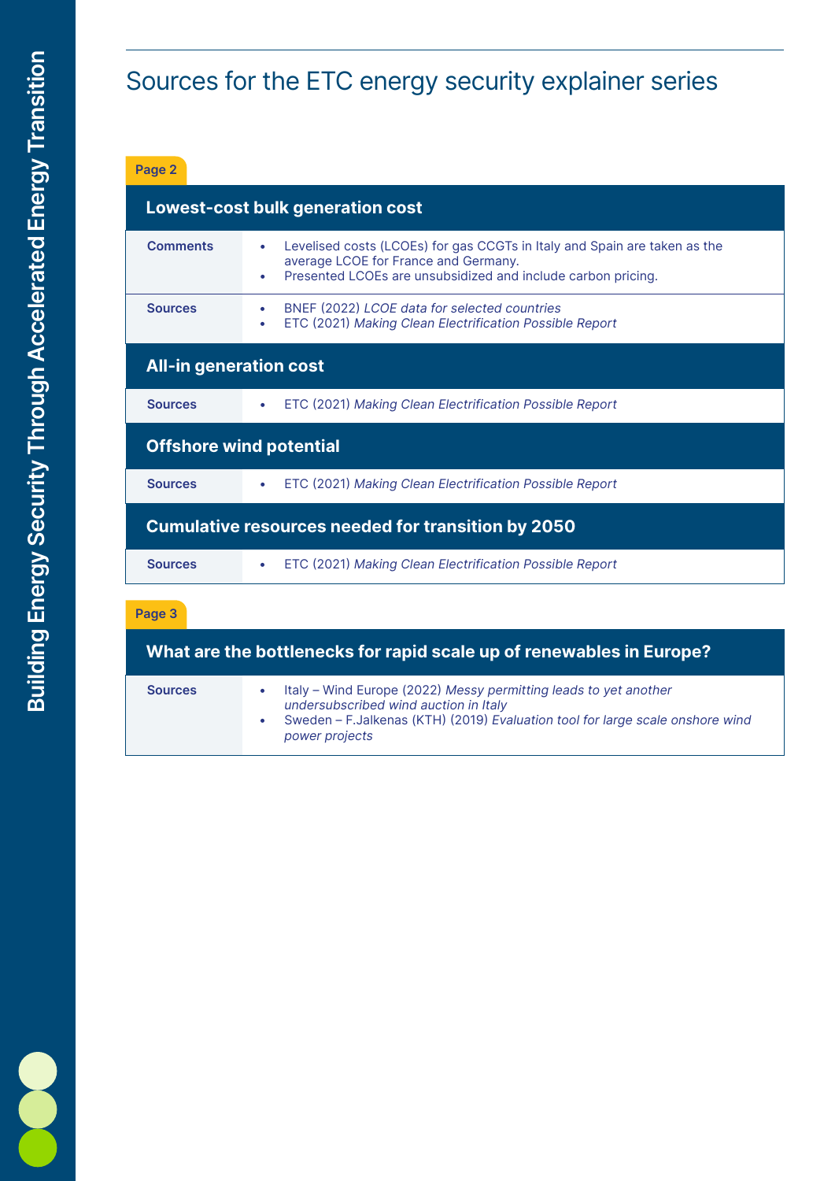# Sources for the ETC energy security explainer series

**Page 2**

## Lowest-cost bulk generation cost

**Comments**

- Levelised costs (LCOEs) for gas CCGTs in Italy and Spain are taken as the average LCOE for France and Germany.
- Presented LCOEs are unsubsidized and include carbon pricing.

**Sources**

- BNEF (2022) *LCOE data for selected countries*
- ETC (2021) *Making Clean Electrification Possible Report*

## All-in generation cost

**Sources**

- ETC (2021) *Making Clean Electrification Possible Report*

## Offshore wind potential

**Sources**

- ETC (2021) *Making Clean Electrification Possible Report*

## Cumulative resources needed for transition by 2050

**Sources**

- ETC (2021) *Making Clean Electrification Possible Report*

**Page 3**

## What are the bottlenecks for rapid scale up of renewables in Europe?

**Sources**

- Italy – Wind Europe (2022) *Messy permitting leads to yet another undersubscribed wind auction in Italy*
- Sweden – F.Jalkenas (KTH) (2019) *Evaluation tool for large scale onshore wind power projects*